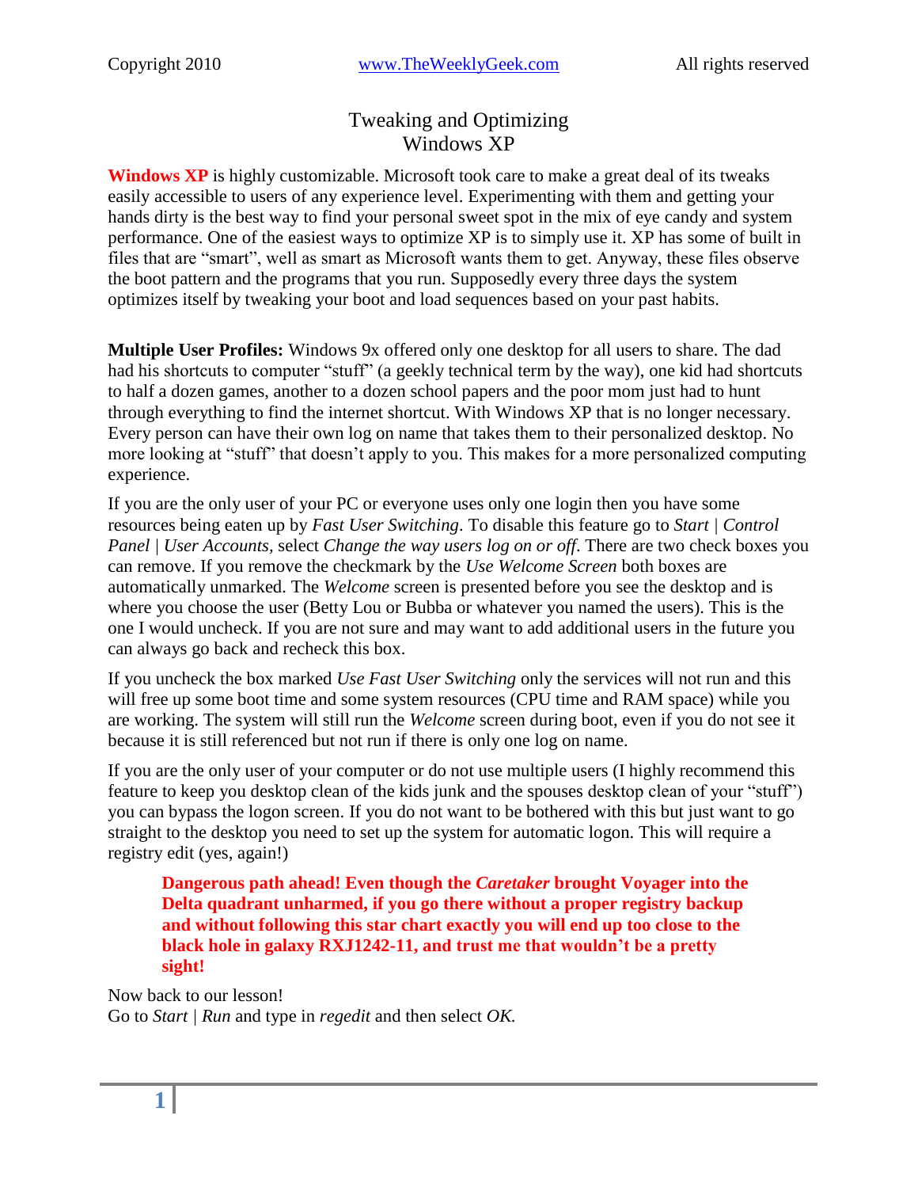# Tweaking and Optimizing Windows XP

**Windows XP** is highly customizable. Microsoft took care to make a great deal of its tweaks easily accessible to users of any experience level. Experimenting with them and getting your hands dirty is the best way to find your personal sweet spot in the mix of eye candy and system performance. One of the easiest ways to optimize XP is to simply use it. XP has some of built in files that are "smart", well as smart as Microsoft wants them to get. Anyway, these files observe the boot pattern and the programs that you run. Supposedly every three days the system optimizes itself by tweaking your boot and load sequences based on your past habits.

**Multiple User Profiles:** Windows 9x offered only one desktop for all users to share. The dad had his shortcuts to computer "stuff" (a geekly technical term by the way), one kid had shortcuts to half a dozen games, another to a dozen school papers and the poor mom just had to hunt through everything to find the internet shortcut. With Windows XP that is no longer necessary. Every person can have their own log on name that takes them to their personalized desktop. No more looking at "stuff" that doesn't apply to you. This makes for a more personalized computing experience.

If you are the only user of your PC or everyone uses only one login then you have some resources being eaten up by *Fast User Switching*. To disable this feature go to *Start | Control Panel | User Accounts,* select *Change the way users log on or off*. There are two check boxes you can remove. If you remove the checkmark by the *Use Welcome Screen* both boxes are automatically unmarked. The *Welcome* screen is presented before you see the desktop and is where you choose the user (Betty Lou or Bubba or whatever you named the users). This is the one I would uncheck. If you are not sure and may want to add additional users in the future you can always go back and recheck this box.

If you uncheck the box marked *Use Fast User Switching* only the services will not run and this will free up some boot time and some system resources (CPU time and RAM space) while you are working. The system will still run the *Welcome* screen during boot, even if you do not see it because it is still referenced but not run if there is only one log on name.

If you are the only user of your computer or do not use multiple users (I highly recommend this feature to keep you desktop clean of the kids junk and the spouses desktop clean of your "stuff") you can bypass the logon screen. If you do not want to be bothered with this but just want to go straight to the desktop you need to set up the system for automatic logon. This will require a registry edit (yes, again!)

> **Dangerous path ahead! Even though the *Caretaker* brought Voyager into the Delta quadrant unharmed, if you go there without a proper registry backup and without following this star chart exactly you will end up too close to the black hole in galaxy RXJ1242-11, and trust me that wouldn't be a pretty sight!**

Now back to our lesson!
Go to *Start | Run* and type in *regedit* and then select *OK.*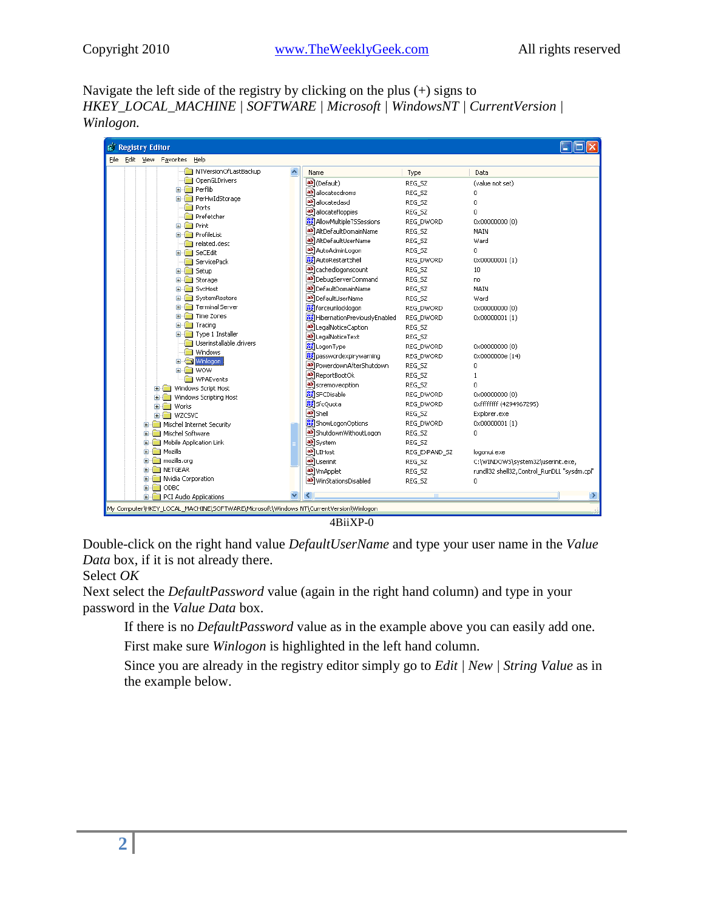Navigate the left side of the registry by clicking on the plus (+) signs to *HKEY_LOCAL_MACHINE | SOFTWARE | Microsoft | WindowsNT | CurrentVersion | Winlogon.*

4BiiXP-0

Double-click on the right hand value *DefaultUserName* and type your user name in the *Value Data* box, if it is not already there.

Select *OK*

Next select the *DefaultPassword* value (again in the right hand column) and type in your password in the *Value Data* box.

> If there is no *DefaultPassword* value as in the example above you can easily add one.
>
> First make sure *Winlogon* is highlighted in the left hand column.
>
> Since you are already in the registry editor simply go to *Edit | New | String Value* as in the example below.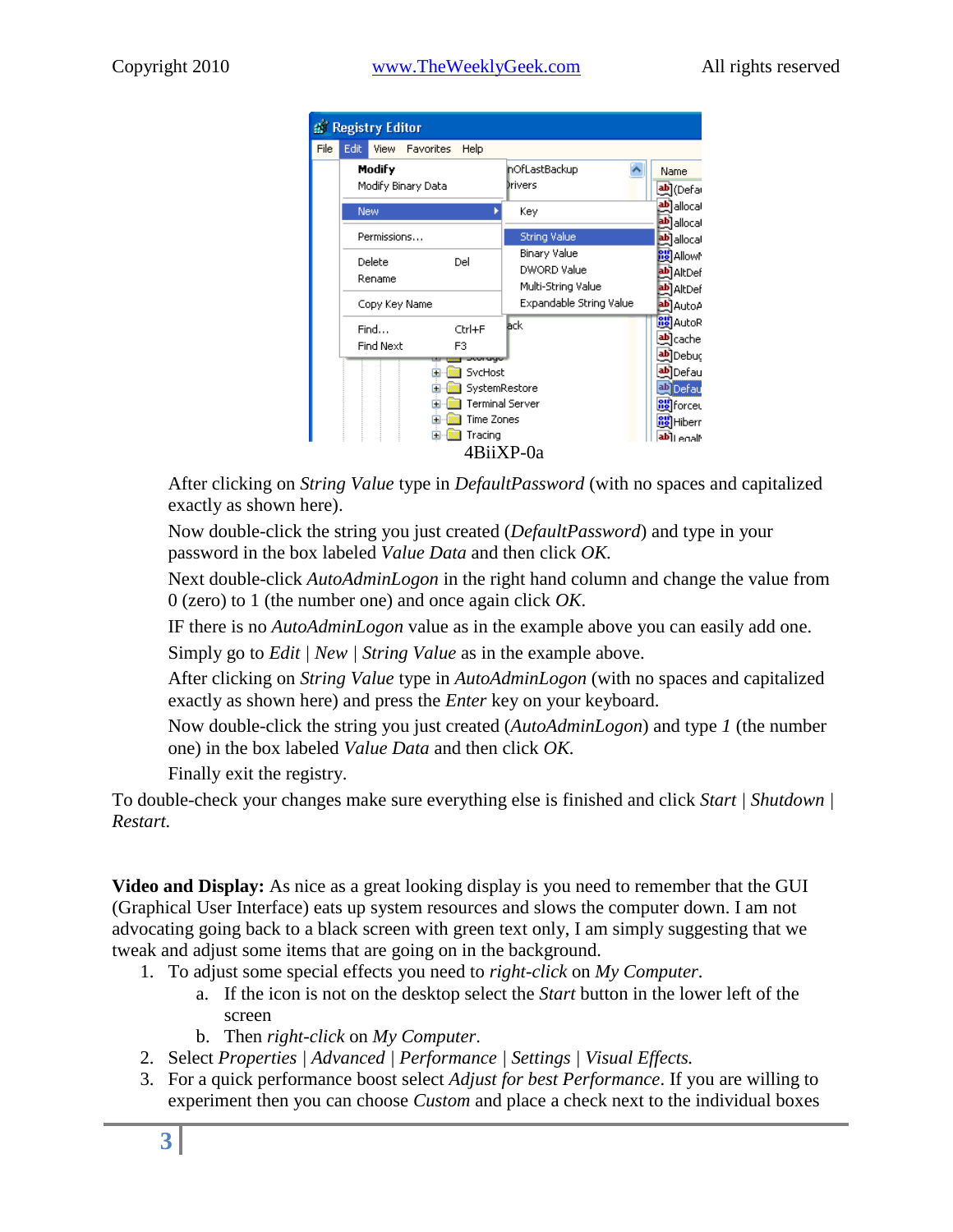4BiiXP-0a

After clicking on *String Value* type in *DefaultPassword* (with no spaces and capitalized exactly as shown here).

Now double-click the string you just created (*DefaultPassword*) and type in your password in the box labeled *Value Data* and then click *OK.*

Next double-click *AutoAdminLogon* in the right hand column and change the value from 0 (zero) to 1 (the number one) and once again click *OK*.

IF there is no *AutoAdminLogon* value as in the example above you can easily add one.

Simply go to *Edit* | *New* | *String Value* as in the example above.

After clicking on *String Value* type in *AutoAdminLogon* (with no spaces and capitalized exactly as shown here) and press the *Enter* key on your keyboard.

Now double-click the string you just created (*AutoAdminLogon*) and type *1* (the number one) in the box labeled *Value Data* and then click *OK.*

Finally exit the registry.

To double-check your changes make sure everything else is finished and click *Start* | *Shutdown* | *Restart.*

**Video and Display:** As nice as a great looking display is you need to remember that the GUI (Graphical User Interface) eats up system resources and slows the computer down. I am not advocating going back to a black screen with green text only, I am simply suggesting that we tweak and adjust some items that are going on in the background.

1. To adjust some special effects you need to *right-click* on *My Computer*.
   a. If the icon is not on the desktop select the *Start* button in the lower left of the screen
   b. Then *right-click* on *My Computer*.
2. Select *Properties* | *Advanced* | *Performance* | *Settings* | *Visual Effects.*
3. For a quick performance boost select *Adjust for best Performance*. If you are willing to experiment then you can choose *Custom* and place a check next to the individual boxes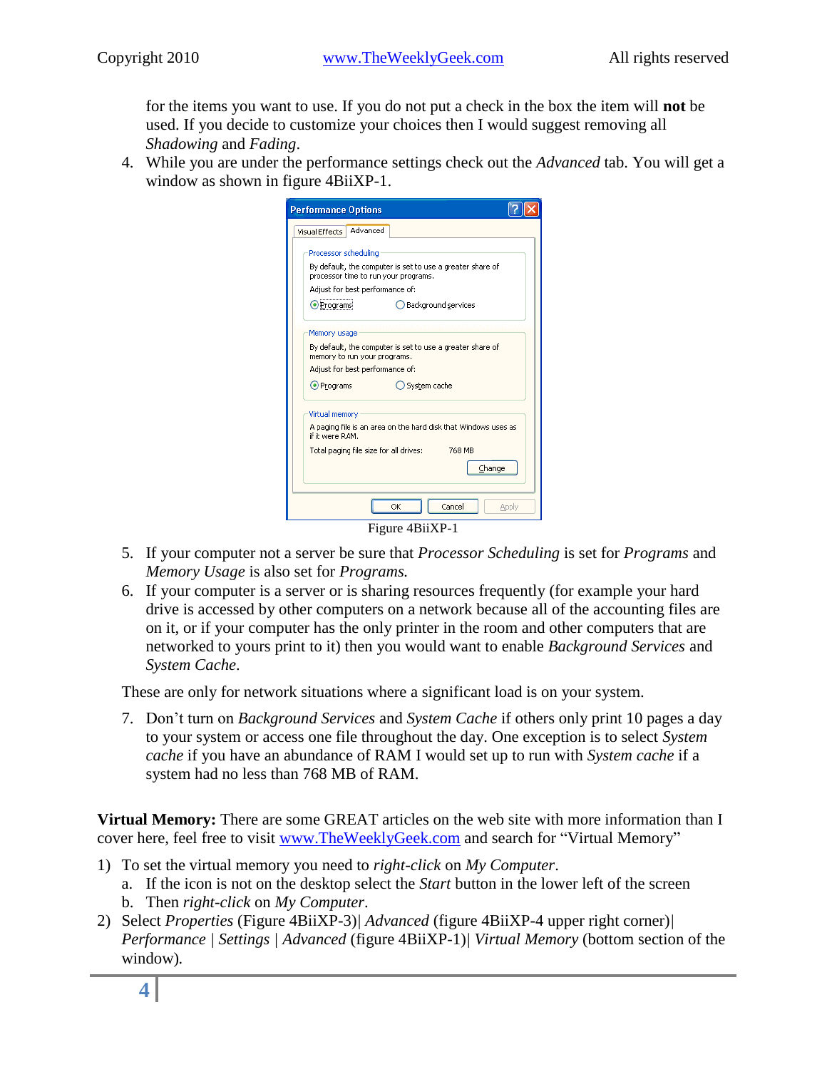for the items you want to use. If you do not put a check in the box the item will **not** be used. If you decide to customize your choices then I would suggest removing all *Shadowing* and *Fading*.

4. While you are under the performance settings check out the *Advanced* tab. You will get a window as shown in figure 4BiiXP-1.

Figure 4BiiXP-1

5. If your computer not a server be sure that *Processor Scheduling* is set for *Programs* and *Memory Usage* is also set for *Programs.*
6. If your computer is a server or is sharing resources frequently (for example your hard drive is accessed by other computers on a network because all of the accounting files are on it, or if your computer has the only printer in the room and other computers that are networked to yours print to it) then you would want to enable *Background Services* and *System Cache*.

These are only for network situations where a significant load is on your system.

7. Don't turn on *Background Services* and *System Cache* if others only print 10 pages a day to your system or access one file throughout the day. One exception is to select *System cache* if you have an abundance of RAM I would set up to run with *System cache* if a system had no less than 768 MB of RAM.

**Virtual Memory:** There are some GREAT articles on the web site with more information than I cover here, feel free to visit www.TheWeeklyGeek.com and search for "Virtual Memory"

1) To set the virtual memory you need to *right-click* on *My Computer*.
   a. If the icon is not on the desktop select the *Start* button in the lower left of the screen
   b. Then *right-click* on *My Computer*.
2) Select *Properties* (Figure 4BiiXP-3)| *Advanced* (figure 4BiiXP-4 upper right corner)| *Performance* | *Settings* | *Advanced* (figure 4BiiXP-1)| *Virtual Memory* (bottom section of the window).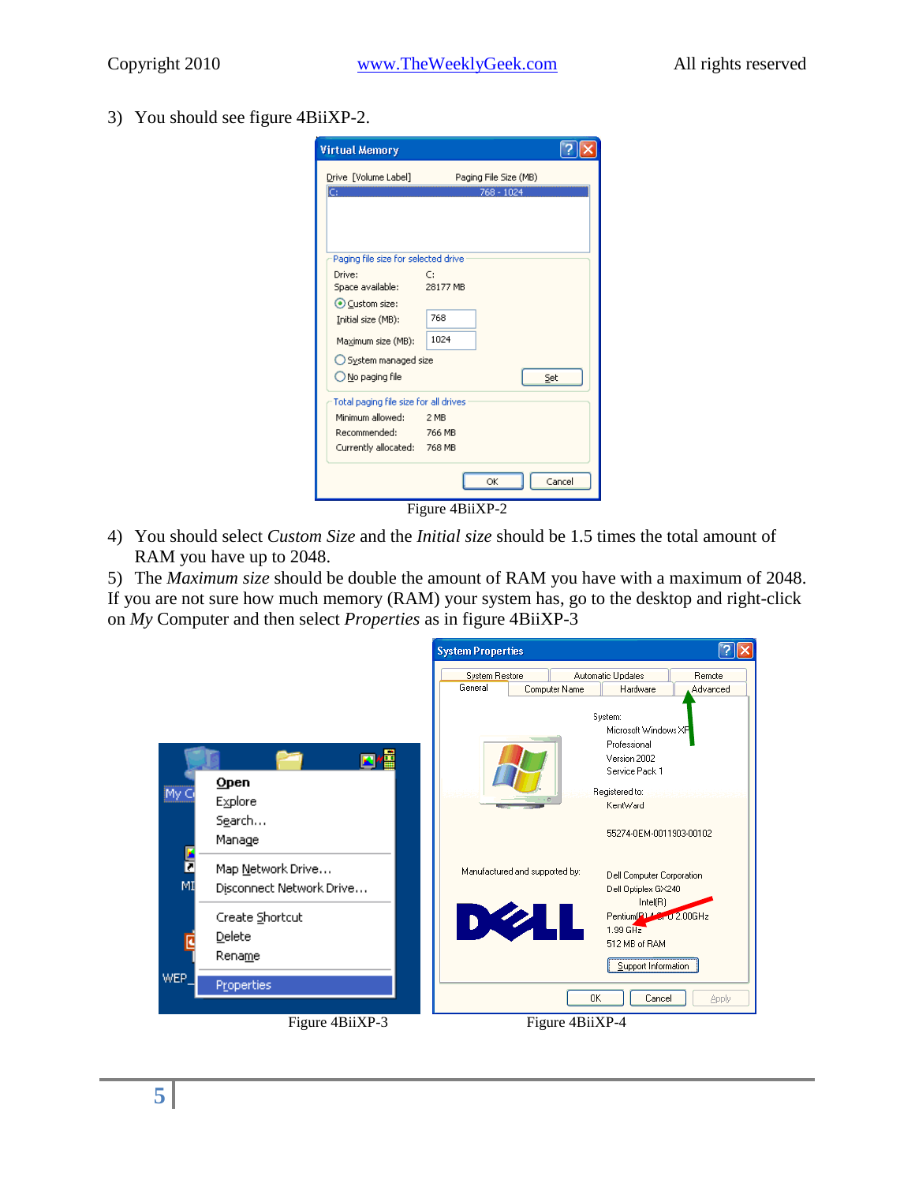3) You should see figure 4BiiXP-2.

Figure 4BiiXP-2

4) You should select *Custom Size* and the *Initial size* should be 1.5 times the total amount of RAM you have up to 2048.

5) The *Maximum size* should be double the amount of RAM you have with a maximum of 2048. If you are not sure how much memory (RAM) your system has, go to the desktop and right-click on *My* Computer and then select *Properties* as in figure 4BiiXP-3

Figure 4BiiXP-3

Figure 4BiiXP-4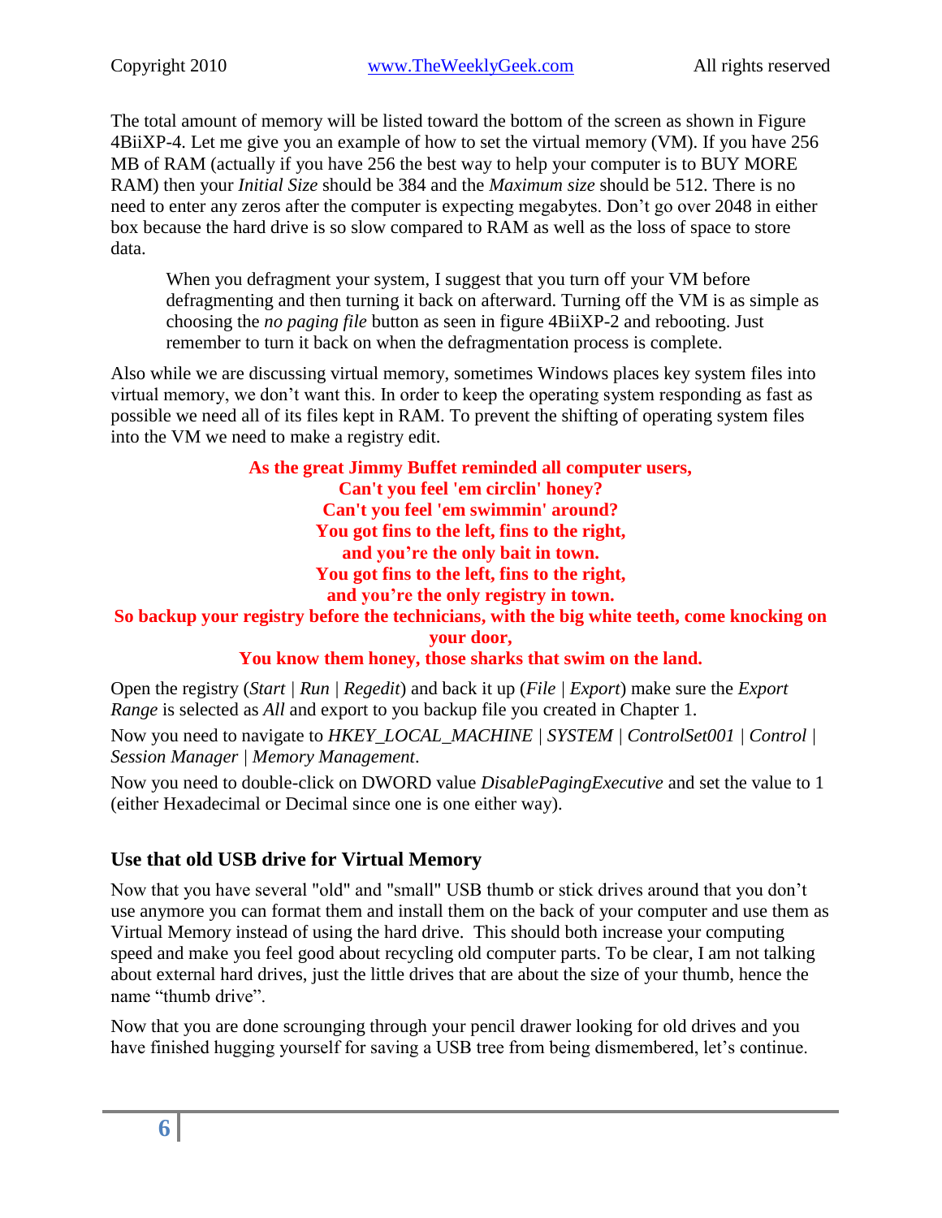The total amount of memory will be listed toward the bottom of the screen as shown in Figure 4BiiXP-4. Let me give you an example of how to set the virtual memory (VM). If you have 256 MB of RAM (actually if you have 256 the best way to help your computer is to BUY MORE RAM) then your *Initial Size* should be 384 and the *Maximum size* should be 512. There is no need to enter any zeros after the computer is expecting megabytes. Don't go over 2048 in either box because the hard drive is so slow compared to RAM as well as the loss of space to store data.

> When you defragment your system, I suggest that you turn off your VM before defragmenting and then turning it back on afterward. Turning off the VM is as simple as choosing the *no paging file* button as seen in figure 4BiiXP-2 and rebooting. Just remember to turn it back on when the defragmentation process is complete.

Also while we are discussing virtual memory, sometimes Windows places key system files into virtual memory, we don't want this. In order to keep the operating system responding as fast as possible we need all of its files kept in RAM. To prevent the shifting of operating system files into the VM we need to make a registry edit.

**As the great Jimmy Buffet reminded all computer users,**
**Can't you feel 'em circlin' honey?**
**Can't you feel 'em swimmin' around?**
**You got fins to the left, fins to the right,**
**and you're the only bait in town.**
**You got fins to the left, fins to the right,**
**and you're the only registry in town.**
**So backup your registry before the technicians, with the big white teeth, come knocking on your door,**
**You know them honey, those sharks that swim on the land.**

Open the registry (*Start* | *Run* | *Regedit*) and back it up (*File* | *Export*) make sure the *Export Range* is selected as *All* and export to you backup file you created in Chapter 1.

Now you need to navigate to *HKEY_LOCAL_MACHINE* | *SYSTEM* | *ControlSet001* | *Control* | *Session Manager* | *Memory Management*.

Now you need to double-click on DWORD value *DisablePagingExecutive* and set the value to 1 (either Hexadecimal or Decimal since one is one either way).

### Use that old USB drive for Virtual Memory

Now that you have several "old" and "small" USB thumb or stick drives around that you don't use anymore you can format them and install them on the back of your computer and use them as Virtual Memory instead of using the hard drive. This should both increase your computing speed and make you feel good about recycling old computer parts. To be clear, I am not talking about external hard drives, just the little drives that are about the size of your thumb, hence the name "thumb drive".

Now that you are done scrounging through your pencil drawer looking for old drives and you have finished hugging yourself for saving a USB tree from being dismembered, let's continue.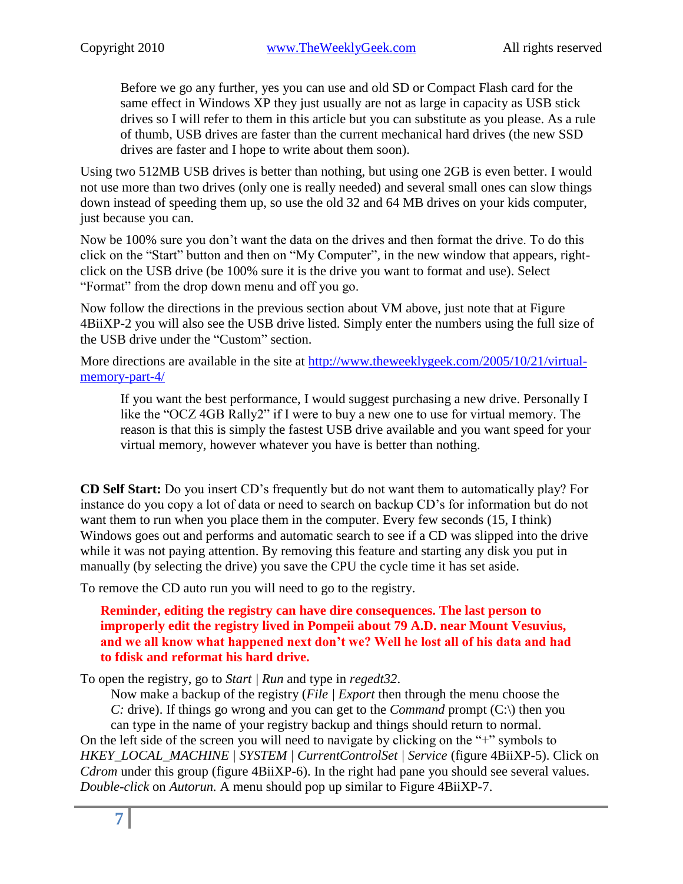> Before we go any further, yes you can use and old SD or Compact Flash card for the same effect in Windows XP they just usually are not as large in capacity as USB stick drives so I will refer to them in this article but you can substitute as you please. As a rule of thumb, USB drives are faster than the current mechanical hard drives (the new SSD drives are faster and I hope to write about them soon).

Using two 512MB USB drives is better than nothing, but using one 2GB is even better. I would not use more than two drives (only one is really needed) and several small ones can slow things down instead of speeding them up, so use the old 32 and 64 MB drives on your kids computer, just because you can.

Now be 100% sure you don't want the data on the drives and then format the drive. To do this click on the "Start" button and then on "My Computer", in the new window that appears, right-click on the USB drive (be 100% sure it is the drive you want to format and use). Select "Format" from the drop down menu and off you go.

Now follow the directions in the previous section about VM above, just note that at Figure 4BiiXP-2 you will also see the USB drive listed. Simply enter the numbers using the full size of the USB drive under the "Custom" section.

More directions are available in the site at [http://www.theweeklygeek.com/2005/10/21/virtual-memory-part-4/](http://www.theweeklygeek.com/2005/10/21/virtual-memory-part-4/)

> If you want the best performance, I would suggest purchasing a new drive. Personally I like the "OCZ 4GB Rally2" if I were to buy a new one to use for virtual memory. The reason is that this is simply the fastest USB drive available and you want speed for your virtual memory, however whatever you have is better than nothing.

**CD Self Start:** Do you insert CD's frequently but do not want them to automatically play? For instance do you copy a lot of data or need to search on backup CD's for information but do not want them to run when you place them in the computer. Every few seconds (15, I think) Windows goes out and performs and automatic search to see if a CD was slipped into the drive while it was not paying attention. By removing this feature and starting any disk you put in manually (by selecting the drive) you save the CPU the cycle time it has set aside.

To remove the CD auto run you will need to go to the registry.

> **Reminder, editing the registry can have dire consequences. The last person to improperly edit the registry lived in Pompeii about 79 A.D. near Mount Vesuvius, and we all know what happened next don't we? Well he lost all of his data and had to fdisk and reformat his hard drive.**

To open the registry, go to *Start | Run* and type in *regedt32*.

> Now make a backup of the registry (*File | Export* then through the menu choose the *C:* drive). If things go wrong and you can get to the *Command* prompt (C:\) then you can type in the name of your registry backup and things should return to normal.

On the left side of the screen you will need to navigate by clicking on the "+" symbols to *HKEY_LOCAL_MACHINE | SYSTEM | CurrentControlSet | Service* (figure 4BiiXP-5). Click on *Cdrom* under this group (figure 4BiiXP-6). In the right had pane you should see several values. *Double-click* on *Autorun.* A menu should pop up similar to Figure 4BiiXP-7.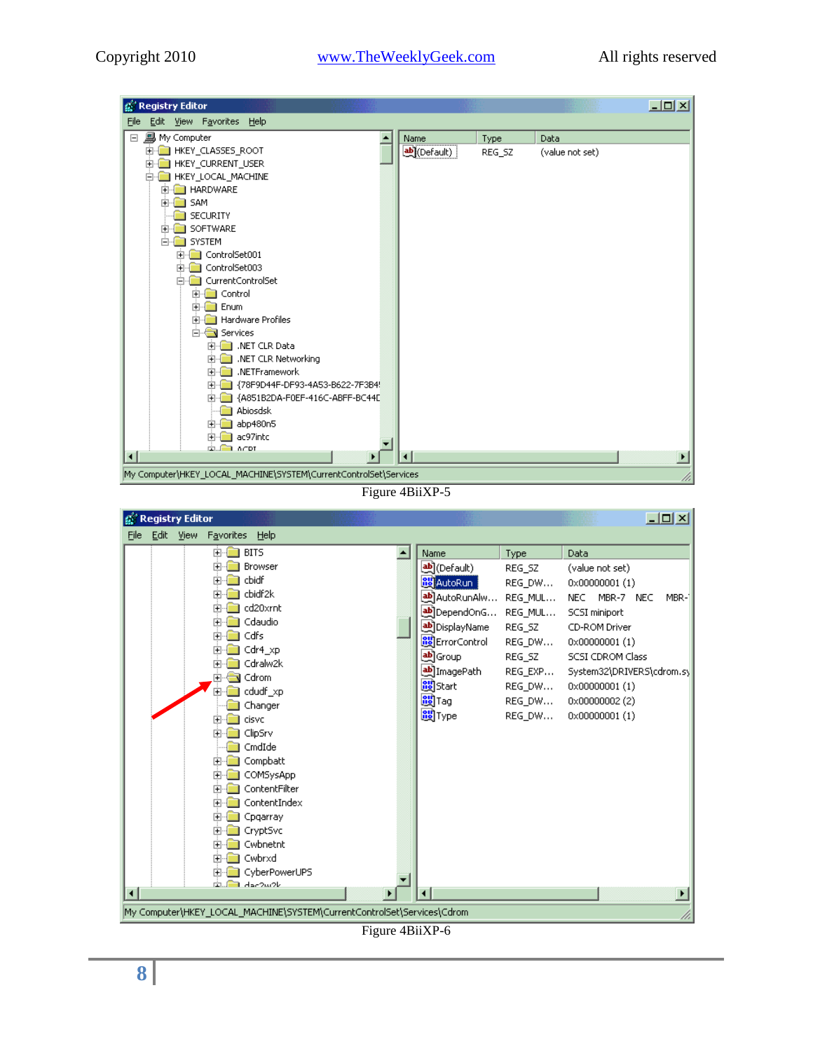Figure 4BiiXP-5

Figure 4BiiXP-6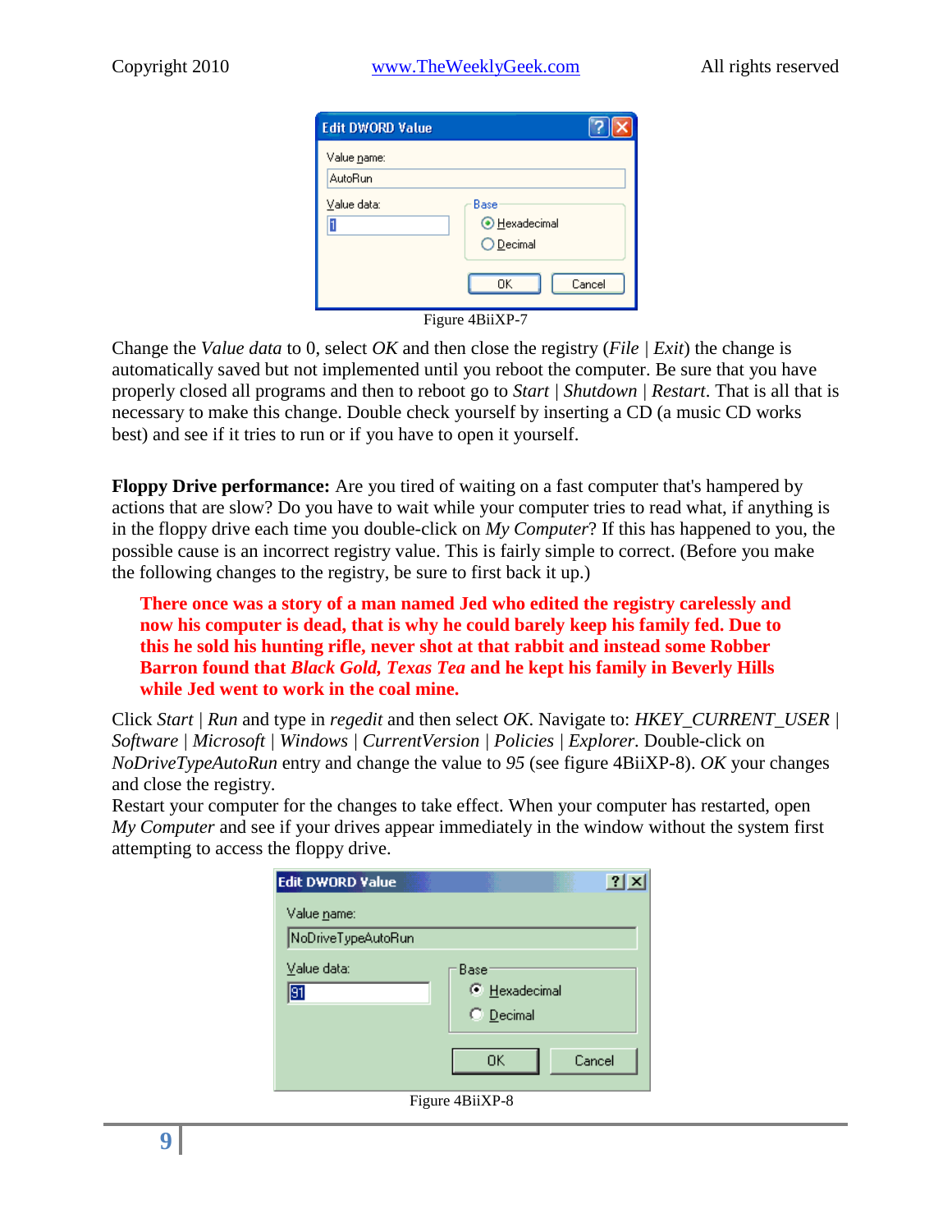Figure 4BiiXP-7

Change the *Value data* to 0, select *OK* and then close the registry (*File* | *Exit*) the change is automatically saved but not implemented until you reboot the computer. Be sure that you have properly closed all programs and then to reboot go to *Start* | *Shutdown* | *Restart*. That is all that is necessary to make this change. Double check yourself by inserting a CD (a music CD works best) and see if it tries to run or if you have to open it yourself.

**Floppy Drive performance:** Are you tired of waiting on a fast computer that's hampered by actions that are slow? Do you have to wait while your computer tries to read what, if anything is in the floppy drive each time you double-click on *My Computer*? If this has happened to you, the possible cause is an incorrect registry value. This is fairly simple to correct. (Before you make the following changes to the registry, be sure to first back it up.)

> **There once was a story of a man named Jed who edited the registry carelessly and now his computer is dead, that is why he could barely keep his family fed. Due to this he sold his hunting rifle, never shot at that rabbit and instead some Robber Barron found that *Black Gold, Texas Tea* and he kept his family in Beverly Hills while Jed went to work in the coal mine.**

Click *Start* | *Run* and type in *regedit* and then select *OK*. Navigate to: *HKEY_CURRENT_USER* | *Software* | *Microsoft* | *Windows* | *CurrentVersion* | *Policies* | *Explorer*. Double-click on *NoDriveTypeAutoRun* entry and change the value to *95* (see figure 4BiiXP-8). *OK* your changes and close the registry.

Restart your computer for the changes to take effect. When your computer has restarted, open *My Computer* and see if your drives appear immediately in the window without the system first attempting to access the floppy drive.

Figure 4BiiXP-8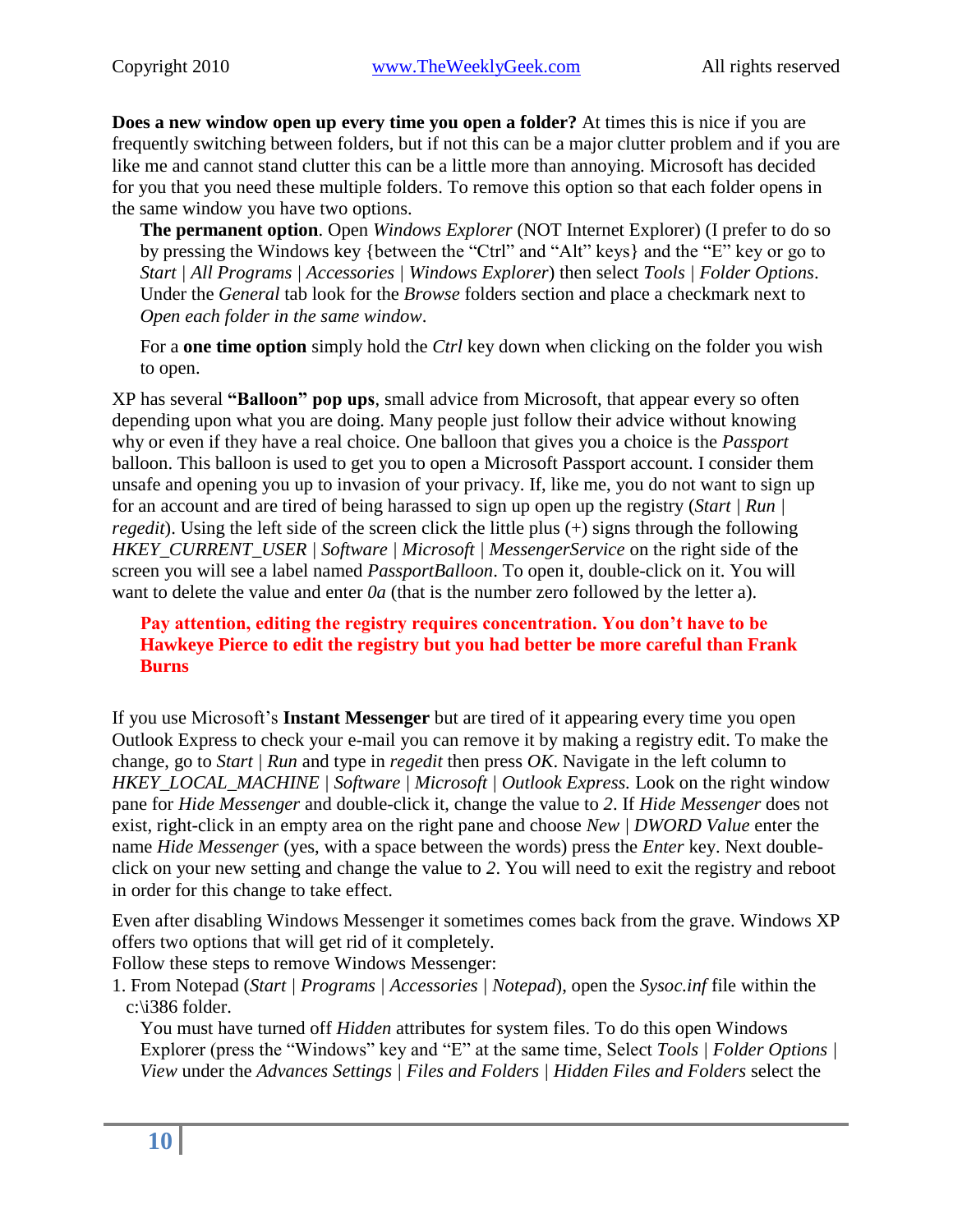**Does a new window open up every time you open a folder?** At times this is nice if you are frequently switching between folders, but if not this can be a major clutter problem and if you are like me and cannot stand clutter this can be a little more than annoying. Microsoft has decided for you that you need these multiple folders. To remove this option so that each folder opens in the same window you have two options.

> **The permanent option**. Open *Windows Explorer* (NOT Internet Explorer) (I prefer to do so by pressing the Windows key {between the "Ctrl" and "Alt" keys} and the "E" key or go to *Start | All Programs | Accessories | Windows Explorer*) then select *Tools | Folder Options*. Under the *General* tab look for the *Browse* folders section and place a checkmark next to *Open each folder in the same window*.
>
> For a **one time option** simply hold the *Ctrl* key down when clicking on the folder you wish to open.

XP has several **"Balloon" pop ups**, small advice from Microsoft, that appear every so often depending upon what you are doing. Many people just follow their advice without knowing why or even if they have a real choice. One balloon that gives you a choice is the *Passport* balloon. This balloon is used to get you to open a Microsoft Passport account. I consider them unsafe and opening you up to invasion of your privacy. If, like me, you do not want to sign up for an account and are tired of being harassed to sign up open up the registry (*Start | Run | regedit*). Using the left side of the screen click the little plus (+) signs through the following *HKEY_CURRENT_USER | Software | Microsoft | MessengerService* on the right side of the screen you will see a label named *PassportBalloon*. To open it, double-click on it. You will want to delete the value and enter *0a* (that is the number zero followed by the letter a).

> **Pay attention, editing the registry requires concentration. You don't have to be Hawkeye Pierce to edit the registry but you had better be more careful than Frank Burns**

If you use Microsoft's **Instant Messenger** but are tired of it appearing every time you open Outlook Express to check your e-mail you can remove it by making a registry edit. To make the change, go to *Start | Run* and type in *regedit* then press *OK*. Navigate in the left column to *HKEY_LOCAL_MACHINE | Software | Microsoft | Outlook Express.* Look on the right window pane for *Hide Messenger* and double-click it, change the value to *2*. If *Hide Messenger* does not exist, right-click in an empty area on the right pane and choose *New | DWORD Value* enter the name *Hide Messenger* (yes, with a space between the words) press the *Enter* key. Next double-click on your new setting and change the value to *2*. You will need to exit the registry and reboot in order for this change to take effect.

Even after disabling Windows Messenger it sometimes comes back from the grave. Windows XP offers two options that will get rid of it completely.
Follow these steps to remove Windows Messenger:

1. From Notepad (*Start | Programs | Accessories | Notepad*), open the *Sysoc.inf* file within the c:\i386 folder.

   You must have turned off *Hidden* attributes for system files. To do this open Windows Explorer (press the "Windows" key and "E" at the same time, Select *Tools | Folder Options | View* under the *Advances Settings | Files and Folders | Hidden Files and Folders* select the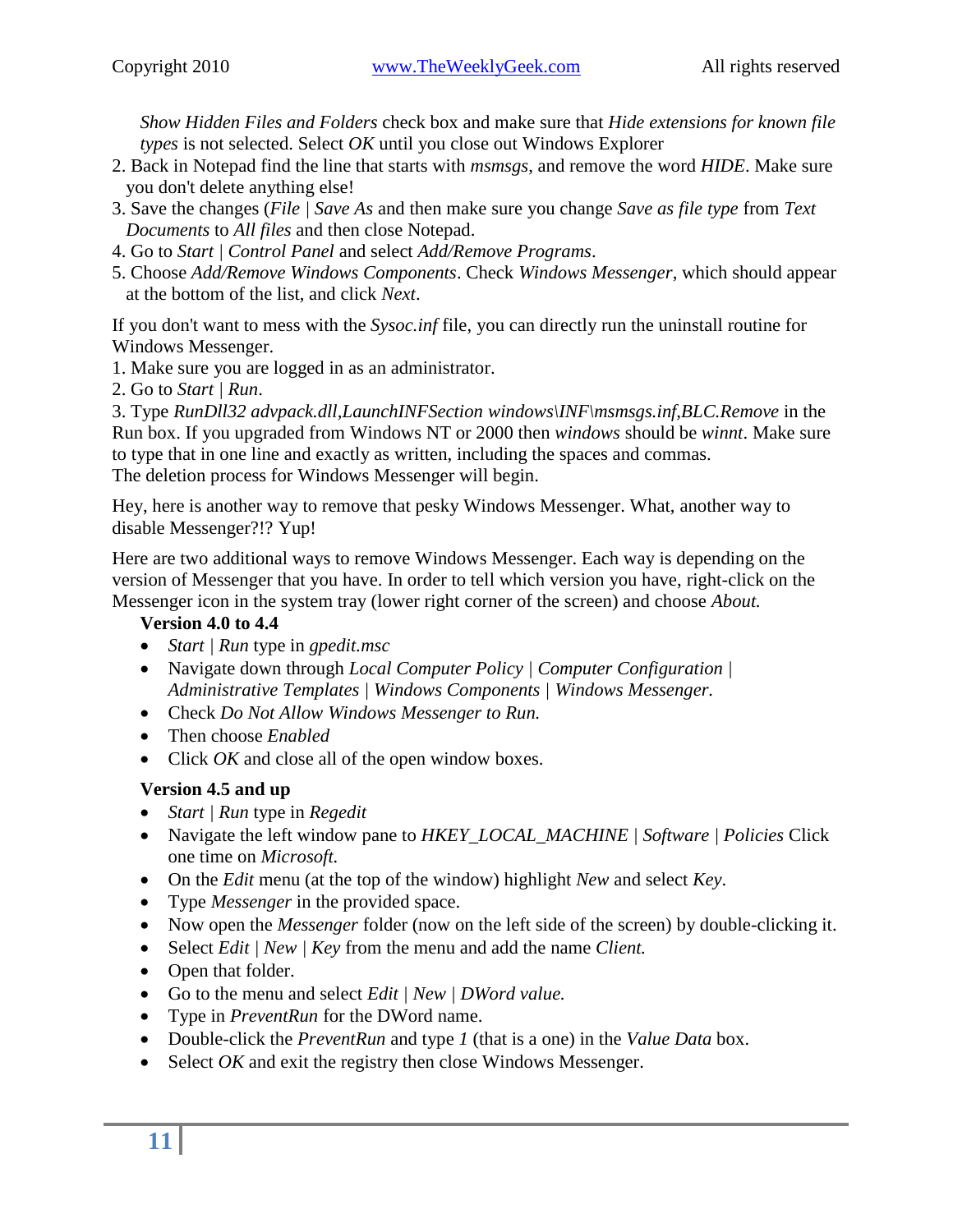*Show Hidden Files and Folders* check box and make sure that *Hide extensions for known file types* is not selected. Select *OK* until you close out Windows Explorer

2. Back in Notepad find the line that starts with *msmsgs*, and remove the word *HIDE*. Make sure you don't delete anything else!
3. Save the changes (*File | Save As* and then make sure you change *Save as file type* from *Text Documents* to *All files* and then close Notepad.
4. Go to *Start | Control Panel* and select *Add/Remove Programs*.
5. Choose *Add/Remove Windows Components*. Check *Windows Messenger*, which should appear at the bottom of the list, and click *Next*.

If you don't want to mess with the *Sysoc.inf* file, you can directly run the uninstall routine for Windows Messenger.

1. Make sure you are logged in as an administrator.
2. Go to *Start | Run*.
3. Type *RunDll32 advpack.dll,LaunchINFSection windows\INF\msmsgs.inf,BLC.Remove* in the Run box. If you upgraded from Windows NT or 2000 then *windows* should be *winnt*. Make sure to type that in one line and exactly as written, including the spaces and commas.

The deletion process for Windows Messenger will begin.

Hey, here is another way to remove that pesky Windows Messenger. What, another way to disable Messenger?!? Yup!

Here are two additional ways to remove Windows Messenger. Each way is depending on the version of Messenger that you have. In order to tell which version you have, right-click on the Messenger icon in the system tray (lower right corner of the screen) and choose *About.*

**Version 4.0 to 4.4**

- *Start | Run* type in *gpedit.msc*
- Navigate down through *Local Computer Policy | Computer Configuration | Administrative Templates | Windows Components | Windows Messenger.*
- Check *Do Not Allow Windows Messenger to Run.*
- Then choose *Enabled*
- Click *OK* and close all of the open window boxes.

**Version 4.5 and up**

- *Start | Run* type in *Regedit*
- Navigate the left window pane to *HKEY_LOCAL_MACHINE | Software | Policies* Click one time on *Microsoft.*
- On the *Edit* menu (at the top of the window) highlight *New* and select *Key*.
- Type *Messenger* in the provided space.
- Now open the *Messenger* folder (now on the left side of the screen) by double-clicking it.
- Select *Edit | New | Key* from the menu and add the name *Client.*
- Open that folder.
- Go to the menu and select *Edit | New | DWord value.*
- Type in *PreventRun* for the DWord name.
- Double-click the *PreventRun* and type *1* (that is a one) in the *Value Data* box.
- Select *OK* and exit the registry then close Windows Messenger.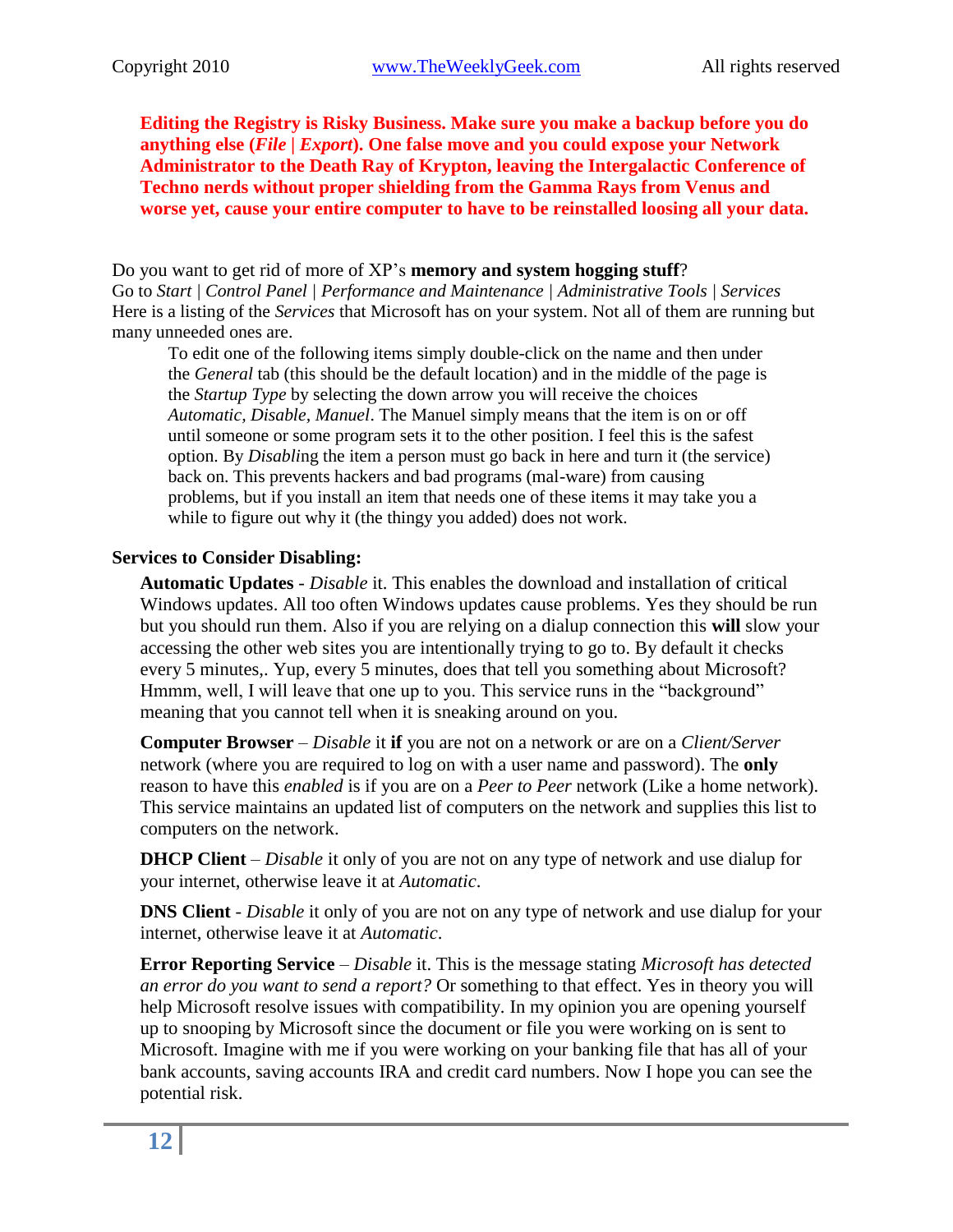**Editing the Registry is Risky Business. Make sure you make a backup before you do anything else (*File | Export*). One false move and you could expose your Network Administrator to the Death Ray of Krypton, leaving the Intergalactic Conference of Techno nerds without proper shielding from the Gamma Rays from Venus and worse yet, cause your entire computer to have to be reinstalled loosing all your data.**

Do you want to get rid of more of XP's **memory and system hogging stuff**?
Go to *Start | Control Panel | Performance and Maintenance | Administrative Tools | Services*
Here is a listing of the *Services* that Microsoft has on your system. Not all of them are running but many unneeded ones are.

> To edit one of the following items simply double-click on the name and then under the *General* tab (this should be the default location) and in the middle of the page is the *Startup Type* by selecting the down arrow you will receive the choices *Automatic, Disable, Manuel*. The Manuel simply means that the item is on or off until someone or some program sets it to the other position. I feel this is the safest option. By *Disabl*ing the item a person must go back in here and turn it (the service) back on. This prevents hackers and bad programs (mal-ware) from causing problems, but if you install an item that needs one of these items it may take you a while to figure out why it (the thingy you added) does not work.

**Services to Consider Disabling:**

**Automatic Updates** - *Disable* it. This enables the download and installation of critical Windows updates. All too often Windows updates cause problems. Yes they should be run but you should run them. Also if you are relying on a dialup connection this **will** slow your accessing the other web sites you are intentionally trying to go to. By default it checks every 5 minutes,. Yup, every 5 minutes, does that tell you something about Microsoft? Hmmm, well, I will leave that one up to you. This service runs in the "background" meaning that you cannot tell when it is sneaking around on you.

**Computer Browser** – *Disable* it **if** you are not on a network or are on a *Client/Server* network (where you are required to log on with a user name and password). The **only** reason to have this *enabled* is if you are on a *Peer to Peer* network (Like a home network). This service maintains an updated list of computers on the network and supplies this list to computers on the network.

**DHCP Client** – *Disable* it only of you are not on any type of network and use dialup for your internet, otherwise leave it at *Automatic*.

**DNS Client** - *Disable* it only of you are not on any type of network and use dialup for your internet, otherwise leave it at *Automatic*.

**Error Reporting Service** – *Disable* it. This is the message stating *Microsoft has detected an error do you want to send a report?* Or something to that effect. Yes in theory you will help Microsoft resolve issues with compatibility. In my opinion you are opening yourself up to snooping by Microsoft since the document or file you were working on is sent to Microsoft. Imagine with me if you were working on your banking file that has all of your bank accounts, saving accounts IRA and credit card numbers. Now I hope you can see the potential risk.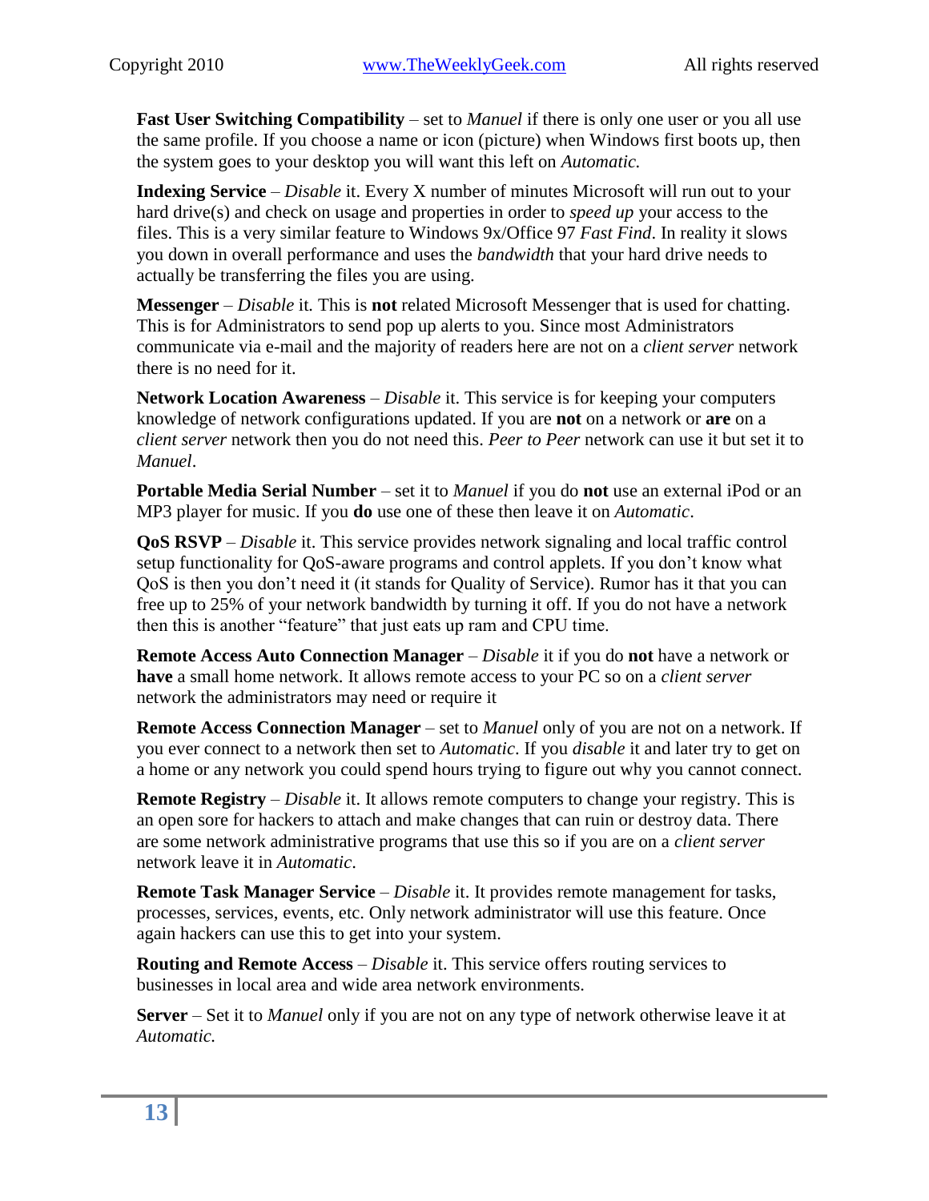**Fast User Switching Compatibility** – set to *Manuel* if there is only one user or you all use the same profile. If you choose a name or icon (picture) when Windows first boots up, then the system goes to your desktop you will want this left on *Automatic.*

**Indexing Service** – *Disable* it. Every X number of minutes Microsoft will run out to your hard drive(s) and check on usage and properties in order to *speed up* your access to the files. This is a very similar feature to Windows 9x/Office 97 *Fast Find*. In reality it slows you down in overall performance and uses the *bandwidth* that your hard drive needs to actually be transferring the files you are using.

**Messenger** – *Disable* it. This is **not** related Microsoft Messenger that is used for chatting. This is for Administrators to send pop up alerts to you. Since most Administrators communicate via e-mail and the majority of readers here are not on a *client server* network there is no need for it.

**Network Location Awareness** – *Disable* it. This service is for keeping your computers knowledge of network configurations updated. If you are **not** on a network or **are** on a *client server* network then you do not need this. *Peer to Peer* network can use it but set it to *Manuel*.

**Portable Media Serial Number** – set it to *Manuel* if you do **not** use an external iPod or an MP3 player for music. If you **do** use one of these then leave it on *Automatic*.

**QoS RSVP** – *Disable* it. This service provides network signaling and local traffic control setup functionality for QoS-aware programs and control applets. If you don't know what QoS is then you don't need it (it stands for Quality of Service). Rumor has it that you can free up to 25% of your network bandwidth by turning it off. If you do not have a network then this is another "feature" that just eats up ram and CPU time.

**Remote Access Auto Connection Manager** – *Disable* it if you do **not** have a network or **have** a small home network. It allows remote access to your PC so on a *client server* network the administrators may need or require it

**Remote Access Connection Manager** – set to *Manuel* only of you are not on a network. If you ever connect to a network then set to *Automatic*. If you *disable* it and later try to get on a home or any network you could spend hours trying to figure out why you cannot connect.

**Remote Registry** – *Disable* it. It allows remote computers to change your registry. This is an open sore for hackers to attach and make changes that can ruin or destroy data. There are some network administrative programs that use this so if you are on a *client server* network leave it in *Automatic*.

**Remote Task Manager Service** – *Disable* it. It provides remote management for tasks, processes, services, events, etc. Only network administrator will use this feature. Once again hackers can use this to get into your system.

**Routing and Remote Access** – *Disable* it. This service offers routing services to businesses in local area and wide area network environments.

**Server** – Set it to *Manuel* only if you are not on any type of network otherwise leave it at *Automatic.*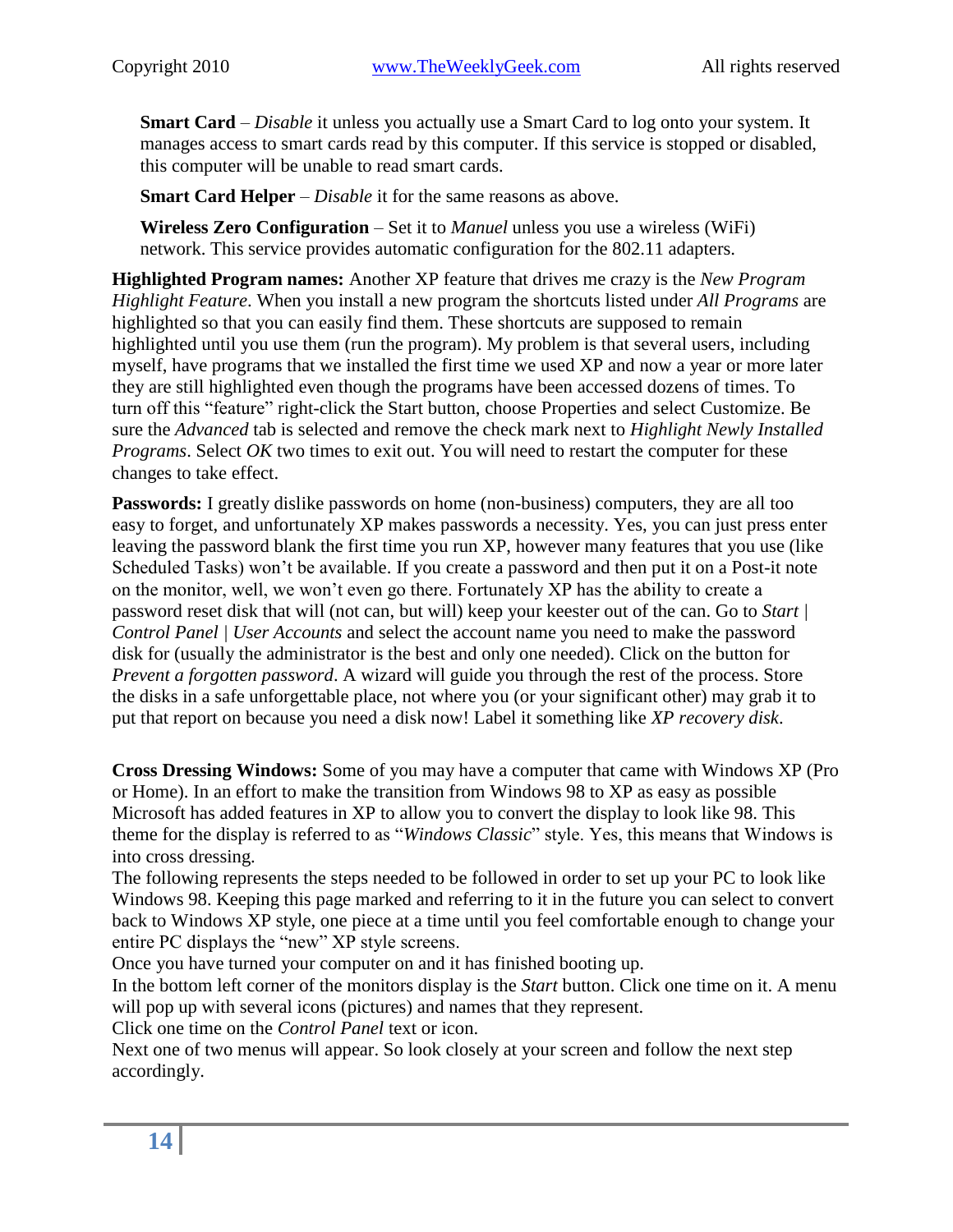**Smart Card** – *Disable* it unless you actually use a Smart Card to log onto your system. It manages access to smart cards read by this computer. If this service is stopped or disabled, this computer will be unable to read smart cards.

**Smart Card Helper** – *Disable* it for the same reasons as above.

**Wireless Zero Configuration** – Set it to *Manuel* unless you use a wireless (WiFi) network. This service provides automatic configuration for the 802.11 adapters.

**Highlighted Program names:** Another XP feature that drives me crazy is the *New Program Highlight Feature*. When you install a new program the shortcuts listed under *All Programs* are highlighted so that you can easily find them. These shortcuts are supposed to remain highlighted until you use them (run the program). My problem is that several users, including myself, have programs that we installed the first time we used XP and now a year or more later they are still highlighted even though the programs have been accessed dozens of times. To turn off this "feature" right-click the Start button, choose Properties and select Customize. Be sure the *Advanced* tab is selected and remove the check mark next to *Highlight Newly Installed Programs*. Select *OK* two times to exit out. You will need to restart the computer for these changes to take effect.

**Passwords:** I greatly dislike passwords on home (non-business) computers, they are all too easy to forget, and unfortunately XP makes passwords a necessity. Yes, you can just press enter leaving the password blank the first time you run XP, however many features that you use (like Scheduled Tasks) won't be available. If you create a password and then put it on a Post-it note on the monitor, well, we won't even go there. Fortunately XP has the ability to create a password reset disk that will (not can, but will) keep your keester out of the can. Go to *Start | Control Panel | User Accounts* and select the account name you need to make the password disk for (usually the administrator is the best and only one needed). Click on the button for *Prevent a forgotten password*. A wizard will guide you through the rest of the process. Store the disks in a safe unforgettable place, not where you (or your significant other) may grab it to put that report on because you need a disk now! Label it something like *XP recovery disk*.

**Cross Dressing Windows:** Some of you may have a computer that came with Windows XP (Pro or Home). In an effort to make the transition from Windows 98 to XP as easy as possible Microsoft has added features in XP to allow you to convert the display to look like 98. This theme for the display is referred to as "*Windows Classic*" style. Yes, this means that Windows is into cross dressing.

The following represents the steps needed to be followed in order to set up your PC to look like Windows 98. Keeping this page marked and referring to it in the future you can select to convert back to Windows XP style, one piece at a time until you feel comfortable enough to change your entire PC displays the "new" XP style screens.

Once you have turned your computer on and it has finished booting up.

In the bottom left corner of the monitors display is the *Start* button. Click one time on it. A menu will pop up with several icons (pictures) and names that they represent.

Click one time on the *Control Panel* text or icon.

Next one of two menus will appear. So look closely at your screen and follow the next step accordingly.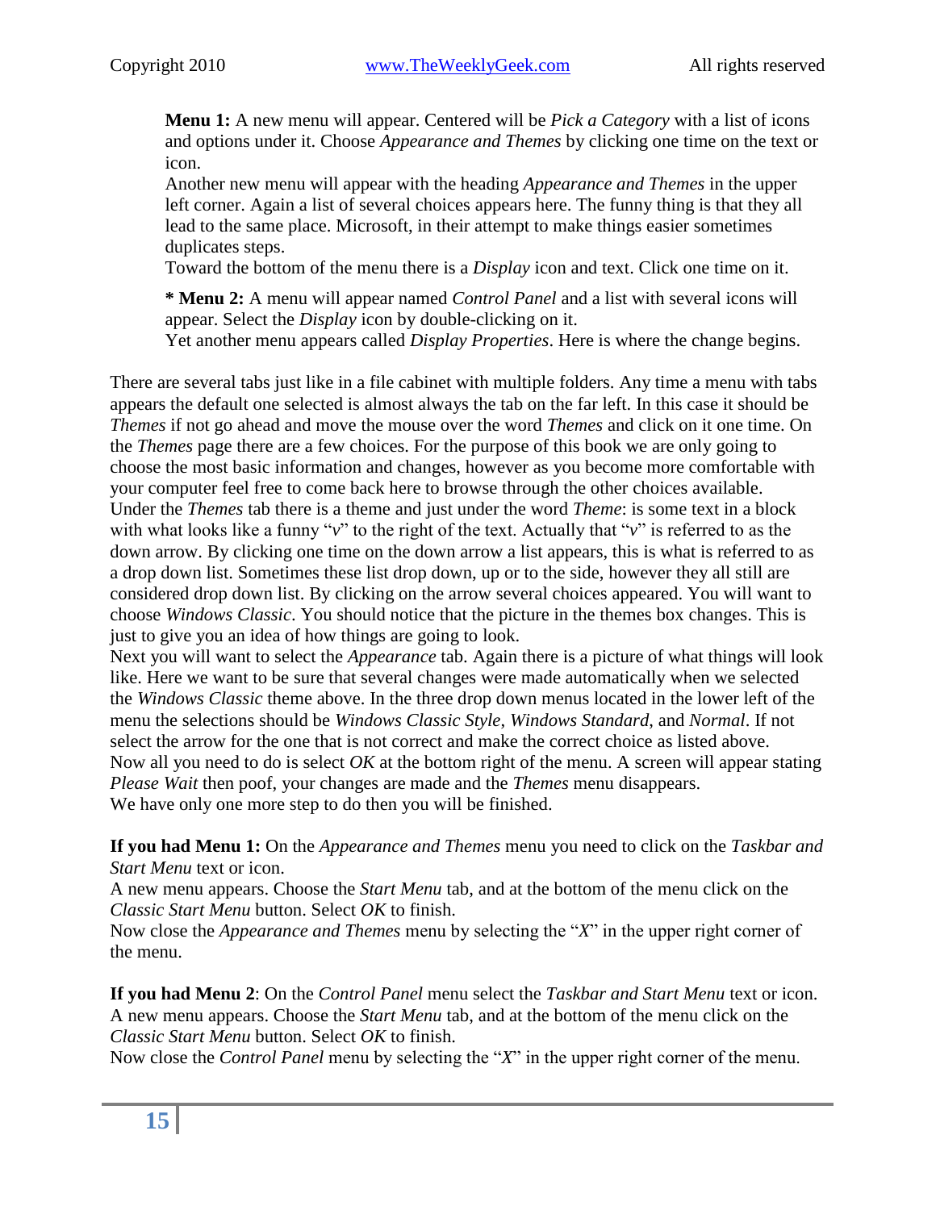**Menu 1:** A new menu will appear. Centered will be *Pick a Category* with a list of icons and options under it. Choose *Appearance and Themes* by clicking one time on the text or icon.
Another new menu will appear with the heading *Appearance and Themes* in the upper left corner. Again a list of several choices appears here. The funny thing is that they all lead to the same place. Microsoft, in their attempt to make things easier sometimes duplicates steps.
Toward the bottom of the menu there is a *Display* icon and text. Click one time on it.

*** Menu 2:** A menu will appear named *Control Panel* and a list with several icons will appear. Select the *Display* icon by double-clicking on it.
Yet another menu appears called *Display Properties*. Here is where the change begins.

There are several tabs just like in a file cabinet with multiple folders. Any time a menu with tabs appears the default one selected is almost always the tab on the far left. In this case it should be *Themes* if not go ahead and move the mouse over the word *Themes* and click on it one time. On the *Themes* page there are a few choices. For the purpose of this book we are only going to choose the most basic information and changes, however as you become more comfortable with your computer feel free to come back here to browse through the other choices available.
Under the *Themes* tab there is a theme and just under the word *Theme*: is some text in a block with what looks like a funny "*v*" to the right of the text. Actually that "*v*" is referred to as the down arrow. By clicking one time on the down arrow a list appears, this is what is referred to as a drop down list. Sometimes these list drop down, up or to the side, however they all still are considered drop down list. By clicking on the arrow several choices appeared. You will want to choose *Windows Classic*. You should notice that the picture in the themes box changes. This is just to give you an idea of how things are going to look.
Next you will want to select the *Appearance* tab. Again there is a picture of what things will look like. Here we want to be sure that several changes were made automatically when we selected the *Windows Classic* theme above. In the three drop down menus located in the lower left of the menu the selections should be *Windows Classic Style*, *Windows Standard*, and *Normal*. If not select the arrow for the one that is not correct and make the correct choice as listed above.
Now all you need to do is select *OK* at the bottom right of the menu. A screen will appear stating *Please Wait* then poof, your changes are made and the *Themes* menu disappears.
We have only one more step to do then you will be finished.

**If you had Menu 1:** On the *Appearance and Themes* menu you need to click on the *Taskbar and Start Menu* text or icon.
A new menu appears. Choose the *Start Menu* tab, and at the bottom of the menu click on the *Classic Start Menu* button. Select *OK* to finish.
Now close the *Appearance and Themes* menu by selecting the "*X*" in the upper right corner of the menu.

**If you had Menu 2**: On the *Control Panel* menu select the *Taskbar and Start Menu* text or icon.
A new menu appears. Choose the *Start Menu* tab, and at the bottom of the menu click on the *Classic Start Menu* button. Select *OK* to finish.
Now close the *Control Panel* menu by selecting the "*X*" in the upper right corner of the menu.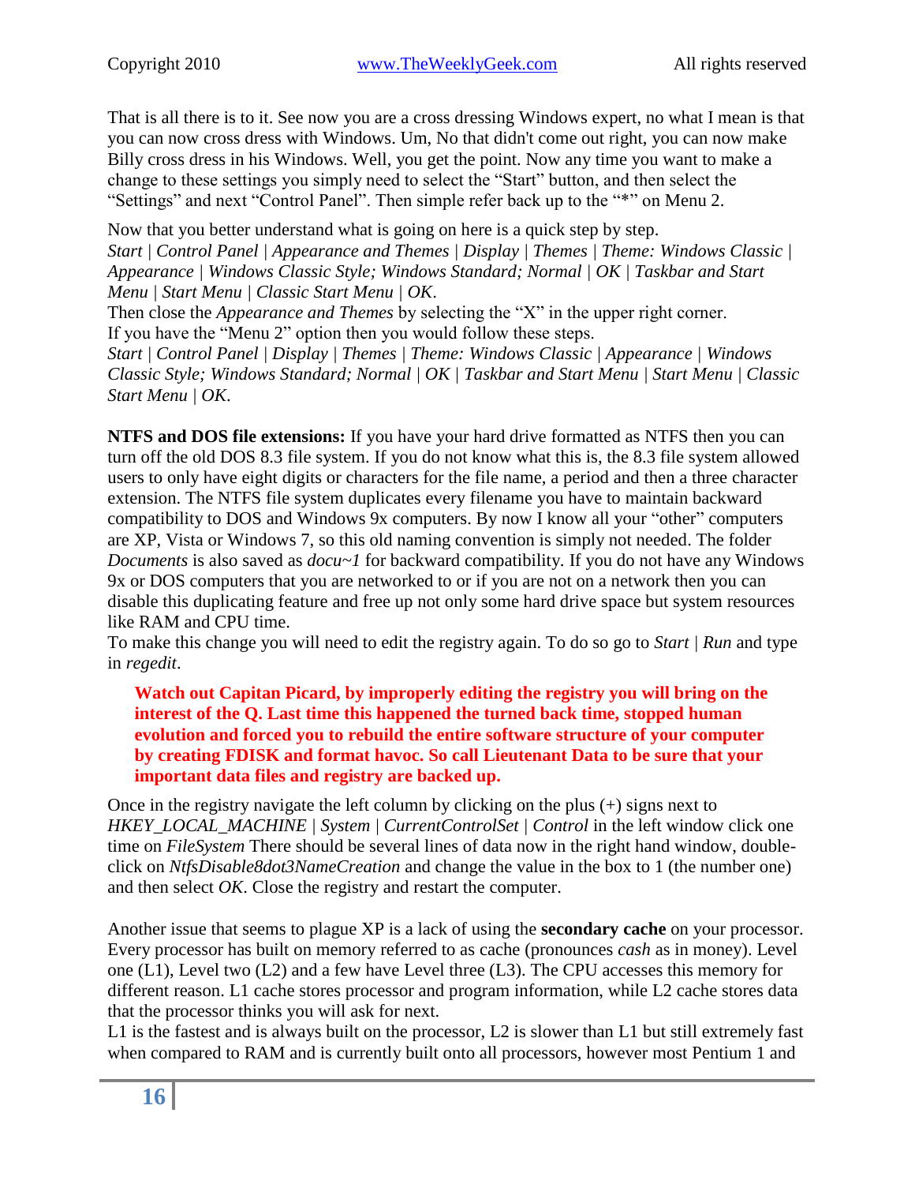That is all there is to it. See now you are a cross dressing Windows expert, no what I mean is that you can now cross dress with Windows. Um, No that didn't come out right, you can now make Billy cross dress in his Windows. Well, you get the point. Now any time you want to make a change to these settings you simply need to select the "Start" button, and then select the "Settings" and next "Control Panel". Then simple refer back up to the "*" on Menu 2.

Now that you better understand what is going on here is a quick step by step.
*Start | Control Panel | Appearance and Themes | Display | Themes | Theme: Windows Classic | Appearance | Windows Classic Style; Windows Standard; Normal | OK | Taskbar and Start Menu | Start Menu | Classic Start Menu | OK.*
Then close the *Appearance and Themes* by selecting the "X" in the upper right corner.
If you have the "Menu 2" option then you would follow these steps.
*Start | Control Panel | Display | Themes | Theme: Windows Classic | Appearance | Windows Classic Style; Windows Standard; Normal | OK | Taskbar and Start Menu | Start Menu | Classic Start Menu | OK.*

**NTFS and DOS file extensions:** If you have your hard drive formatted as NTFS then you can turn off the old DOS 8.3 file system. If you do not know what this is, the 8.3 file system allowed users to only have eight digits or characters for the file name, a period and then a three character extension. The NTFS file system duplicates every filename you have to maintain backward compatibility to DOS and Windows 9x computers. By now I know all your "other" computers are XP, Vista or Windows 7, so this old naming convention is simply not needed. The folder *Documents* is also saved as *docu~1* for backward compatibility. If you do not have any Windows 9x or DOS computers that you are networked to or if you are not on a network then you can disable this duplicating feature and free up not only some hard drive space but system resources like RAM and CPU time.
To make this change you will need to edit the registry again. To do so go to *Start* | *Run* and type in *regedit*.

> **Watch out Capitan Picard, by improperly editing the registry you will bring on the interest of the Q. Last time this happened the turned back time, stopped human evolution and forced you to rebuild the entire software structure of your computer by creating FDISK and format havoc. So call Lieutenant Data to be sure that your important data files and registry are backed up.**

Once in the registry navigate the left column by clicking on the plus (+) signs next to *HKEY_LOCAL_MACHINE* | *System* | *CurrentControlSet* | *Control* in the left window click one time on *FileSystem* There should be several lines of data now in the right hand window, double-click on *NtfsDisable8dot3NameCreation* and change the value in the box to 1 (the number one) and then select *OK*. Close the registry and restart the computer.

Another issue that seems to plague XP is a lack of using the **secondary cache** on your processor. Every processor has built on memory referred to as cache (pronounces *cash* as in money). Level one (L1), Level two (L2) and a few have Level three (L3). The CPU accesses this memory for different reason. L1 cache stores processor and program information, while L2 cache stores data that the processor thinks you will ask for next.
L1 is the fastest and is always built on the processor, L2 is slower than L1 but still extremely fast when compared to RAM and is currently built onto all processors, however most Pentium 1 and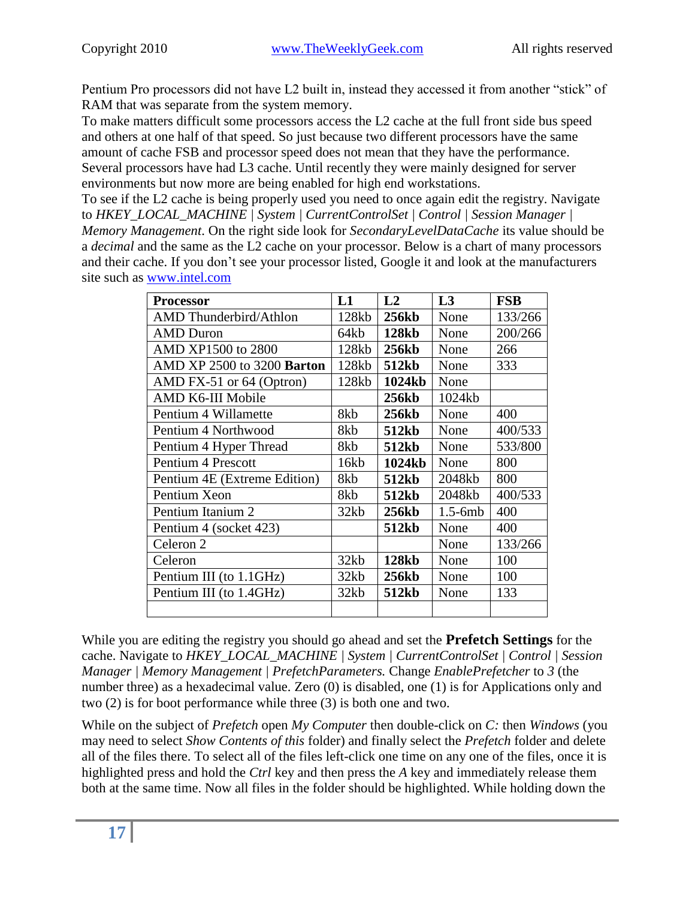Pentium Pro processors did not have L2 built in, instead they accessed it from another "stick" of RAM that was separate from the system memory.
To make matters difficult some processors access the L2 cache at the full front side bus speed and others at one half of that speed. So just because two different processors have the same amount of cache FSB and processor speed does not mean that they have the performance.
Several processors have had L3 cache. Until recently they were mainly designed for server environments but now more are being enabled for high end workstations.
To see if the L2 cache is being properly used you need to once again edit the registry. Navigate to *HKEY_LOCAL_MACHINE | System | CurrentControlSet | Control | Session Manager | Memory Management.* On the right side look for *SecondaryLevelDataCache* its value should be a *decimal* and the same as the L2 cache on your processor. Below is a chart of many processors and their cache. If you don't see your processor listed, Google it and look at the manufacturers site such as www.intel.com

| **Processor** | **L1** | **L2** | **L3** | **FSB** |
|---|---|---|---|---|
| AMD Thunderbird/Athlon | 128kb | **256kb** | None | 133/266 |
| AMD Duron | 64kb | **128kb** | None | 200/266 |
| AMD XP1500 to 2800 | 128kb | **256kb** | None | 266 |
| AMD XP 2500 to 3200 **Barton** | 128kb | **512kb** | None | 333 |
| AMD FX-51 or 64 (Optron) | 128kb | **1024kb** | None | |
| AMD K6-III Mobile | | **256kb** | 1024kb | |
| Pentium 4 Willamette | 8kb | **256kb** | None | 400 |
| Pentium 4 Northwood | 8kb | **512kb** | None | 400/533 |
| Pentium 4 Hyper Thread | 8kb | **512kb** | None | 533/800 |
| Pentium 4 Prescott | 16kb | **1024kb** | None | 800 |
| Pentium 4E (Extreme Edition) | 8kb | **512kb** | 2048kb | 800 |
| Pentium Xeon | 8kb | **512kb** | 2048kb | 400/533 |
| Pentium Itanium 2 | 32kb | **256kb** | 1.5-6mb | 400 |
| Pentium 4 (socket 423) | | **512kb** | None | 400 |
| Celeron 2 | | | None | 133/266 |
| Celeron | 32kb | **128kb** | None | 100 |
| Pentium III (to 1.1GHz) | 32kb | **256kb** | None | 100 |
| Pentium III (to 1.4GHz) | 32kb | **512kb** | None | 133 |
| | | | | |

While you are editing the registry you should go ahead and set the **Prefetch Settings** for the cache. Navigate to *HKEY_LOCAL_MACHINE | System | CurrentControlSet | Control | Session Manager | Memory Management | PrefetchParameters.* Change *EnablePrefetcher* to *3* (the number three) as a hexadecimal value. Zero (0) is disabled, one (1) is for Applications only and two (2) is for boot performance while three (3) is both one and two.

While on the subject of *Prefetch* open *My Computer* then double-click on *C:* then *Windows* (you may need to select *Show Contents of this* folder) and finally select the *Prefetch* folder and delete all of the files there. To select all of the files left-click one time on any one of the files, once it is highlighted press and hold the *Ctrl* key and then press the *A* key and immediately release them both at the same time. Now all files in the folder should be highlighted. While holding down the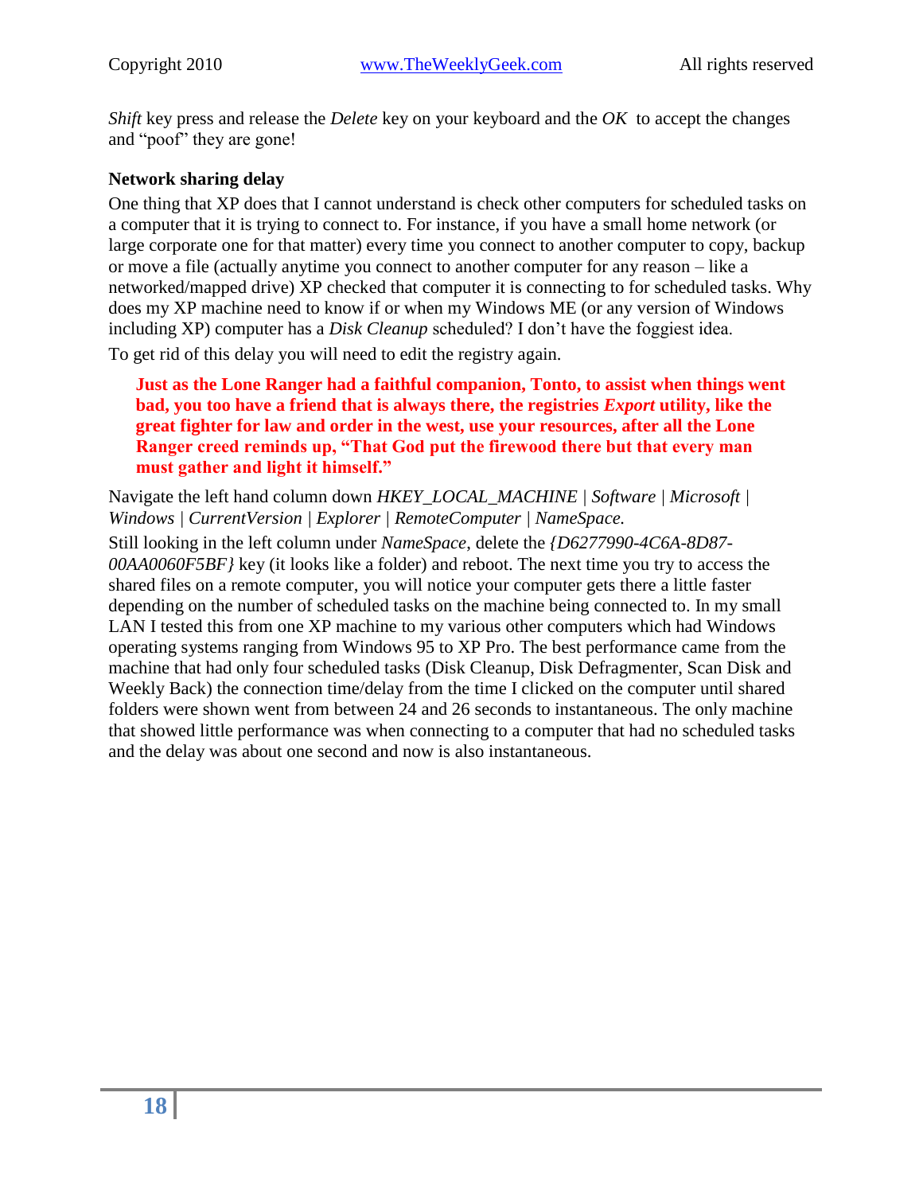*Shift* key press and release the *Delete* key on your keyboard and the *OK* to accept the changes and "poof" they are gone!

**Network sharing delay**

One thing that XP does that I cannot understand is check other computers for scheduled tasks on a computer that it is trying to connect to. For instance, if you have a small home network (or large corporate one for that matter) every time you connect to another computer to copy, backup or move a file (actually anytime you connect to another computer for any reason – like a networked/mapped drive) XP checked that computer it is connecting to for scheduled tasks. Why does my XP machine need to know if or when my Windows ME (or any version of Windows including XP) computer has a *Disk Cleanup* scheduled? I don't have the foggiest idea.

To get rid of this delay you will need to edit the registry again.

> **Just as the Lone Ranger had a faithful companion, Tonto, to assist when things went bad, you too have a friend that is always there, the registries *Export* utility, like the great fighter for law and order in the west, use your resources, after all the Lone Ranger creed reminds up, "That God put the firewood there but that every man must gather and light it himself."**

Navigate the left hand column down *HKEY_LOCAL_MACHINE | Software | Microsoft | Windows | CurrentVersion | Explorer | RemoteComputer | NameSpace.*

Still looking in the left column under *NameSpace*, delete the *{D6277990-4C6A-8D87-00AA0060F5BF}* key (it looks like a folder) and reboot. The next time you try to access the shared files on a remote computer, you will notice your computer gets there a little faster depending on the number of scheduled tasks on the machine being connected to. In my small LAN I tested this from one XP machine to my various other computers which had Windows operating systems ranging from Windows 95 to XP Pro. The best performance came from the machine that had only four scheduled tasks (Disk Cleanup, Disk Defragmenter, Scan Disk and Weekly Back) the connection time/delay from the time I clicked on the computer until shared folders were shown went from between 24 and 26 seconds to instantaneous. The only machine that showed little performance was when connecting to a computer that had no scheduled tasks and the delay was about one second and now is also instantaneous.